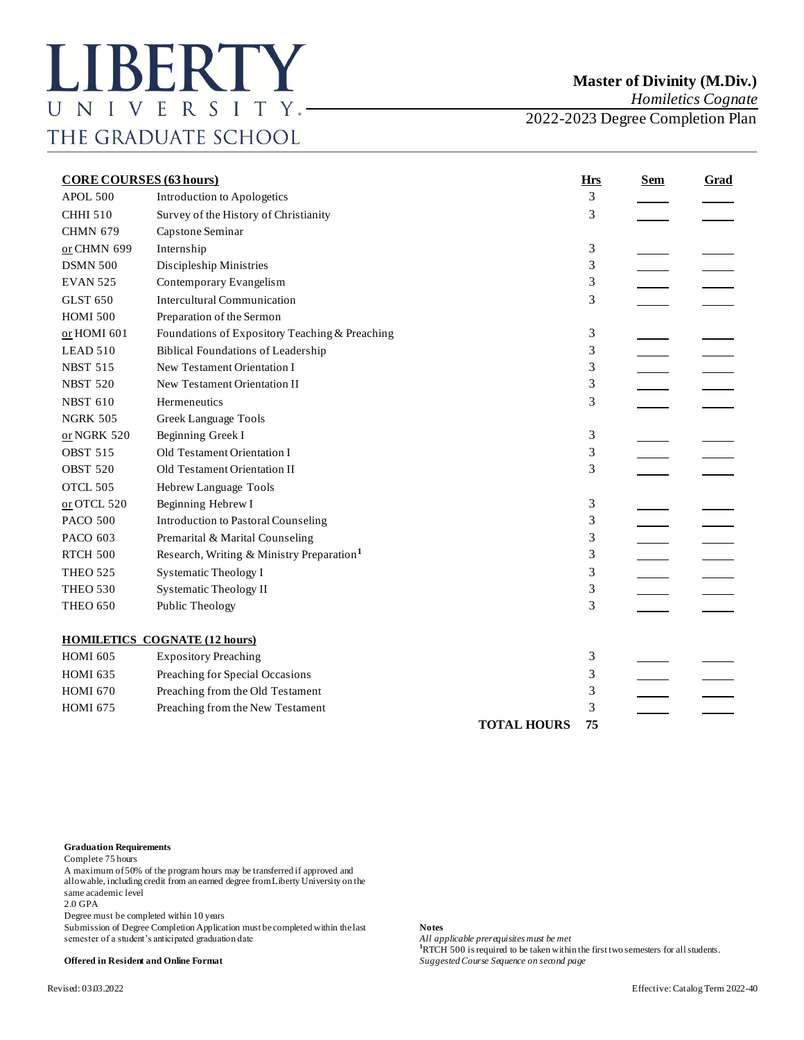# LIBERTY UNIVERSITY THE GRADUATE SCHOOL

**Master of Divinity (M.Div.)**
*Homiletics Cognate*
2022-2023 Degree Completion Plan

| **CORE COURSES (63 hours)** | | **Hrs** | **Sem** | **Grad** |
|---|---|---|---|---|
| APOL 500 | Introduction to Apologetics | 3 | | |
| CHHI 510 | Survey of the History of Christianity | 3 | | |
| CHMN 679 | Capstone Seminar | | | |
| or CHMN 699 | Internship | 3 | | |
| DSMN 500 | Discipleship Ministries | 3 | | |
| EVAN 525 | Contemporary Evangelism | 3 | | |
| GLST 650 | Intercultural Communication | 3 | | |
| HOMI 500 | Preparation of the Sermon | | | |
| or HOMI 601 | Foundations of Expository Teaching & Preaching | 3 | | |
| LEAD 510 | Biblical Foundations of Leadership | 3 | | |
| NBST 515 | New Testament Orientation I | 3 | | |
| NBST 520 | New Testament Orientation II | 3 | | |
| NBST 610 | Hermeneutics | 3 | | |
| NGRK 505 | Greek Language Tools | | | |
| or NGRK 520 | Beginning Greek I | 3 | | |
| OBST 515 | Old Testament Orientation I | 3 | | |
| OBST 520 | Old Testament Orientation II | 3 | | |
| OTCL 505 | Hebrew Language Tools | | | |
| or OTCL 520 | Beginning Hebrew I | 3 | | |
| PACO 500 | Introduction to Pastoral Counseling | 3 | | |
| PACO 603 | Premarital & Marital Counseling | 3 | | |
| RTCH 500 | Research, Writing & Ministry Preparation[1] | 3 | | |
| THEO 525 | Systematic Theology I | 3 | | |
| THEO 530 | Systematic Theology II | 3 | | |
| THEO 650 | Public Theology | 3 | | |
| **HOMILETICS COGNATE (12 hours)** | | | | |
| HOMI 605 | Expository Preaching | 3 | | |
| HOMI 635 | Preaching for Special Occasions | 3 | | |
| HOMI 670 | Preaching from the Old Testament | 3 | | |
| HOMI 675 | Preaching from the New Testament | 3 | | |
| | **TOTAL HOURS** | **75** | | |

**Graduation Requirements**
Complete 75 hours
A maximum of 50% of the program hours may be transferred if approved and allowable, including credit from an earned degree from Liberty University on the same academic level
2.0 GPA
Degree must be completed within 10 years
Submission of Degree Completion Application must be completed within the last semester of a student's anticipated graduation date

**Offered in Resident and Online Format**

**Notes**
*All applicable prerequisites must be met*
[1]RTCH 500 is required to be taken within the first two semesters for all students.
*Suggested Course Sequence on second page*

Revised: 03.03.2022

Effective: Catalog Term 2022-40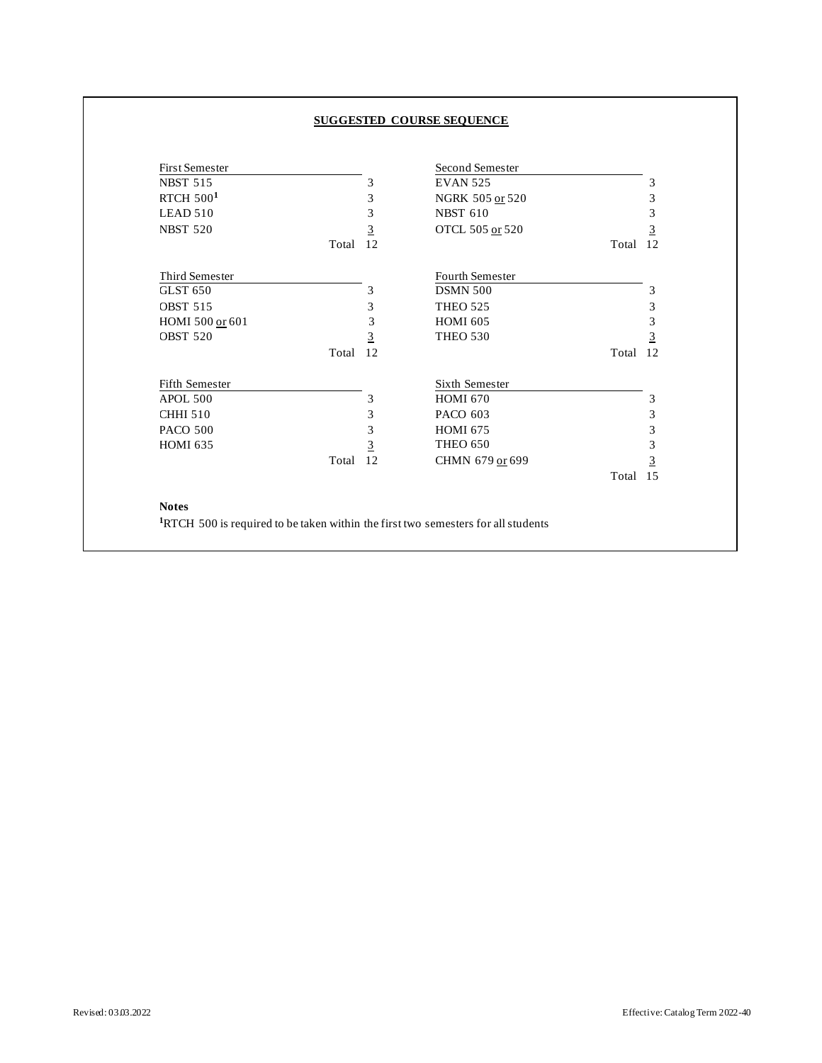## SUGGESTED COURSE SEQUENCE

| First Semester | | Second Semester | |
|---|---|---|---|
| NBST 515 | 3 | EVAN 525 | 3 |
| RTCH 500[1] | 3 | NGRK 505 or 520 | 3 |
| LEAD 510 | 3 | NBST 610 | 3 |
| NBST 520 | 3 | OTCL 505 or 520 | 3 |
| Total | 12 | Total | 12 |

| Third Semester | | Fourth Semester | |
|---|---|---|---|
| GLST 650 | 3 | DSMN 500 | 3 |
| OBST 515 | 3 | THEO 525 | 3 |
| HOMI 500 or 601 | 3 | HOMI 605 | 3 |
| OBST 520 | 3 | THEO 530 | 3 |
| Total | 12 | Total | 12 |

| Fifth Semester | | Sixth Semester | |
|---|---|---|---|
| APOL 500 | 3 | HOMI 670 | 3 |
| CHHI 510 | 3 | PACO 603 | 3 |
| PACO 500 | 3 | HOMI 675 | 3 |
| HOMI 635 | 3 | THEO 650 | 3 |
| Total | 12 | CHMN 679 or 699 | 3 |
| | | Total | 15 |

**Notes**

[1]RTCH 500 is required to be taken within the first two semesters for all students

Revised: 03.03.2022

Effective: Catalog Term 2022-40